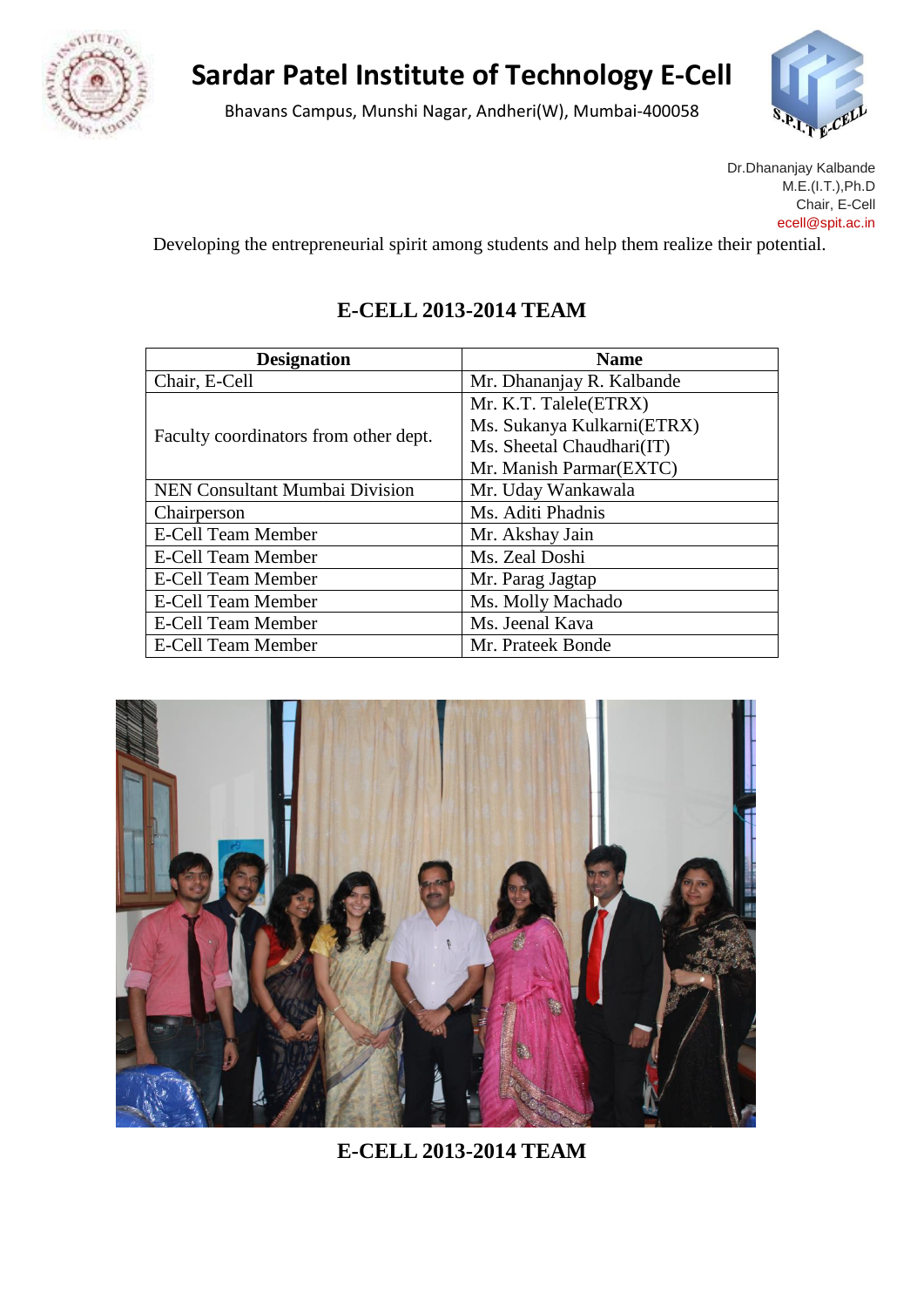# Sardar Patel Institute of Technology E-Cell

Bhavans Campus, Munshi Nagar, Andheri(W), Mumbai-400058

Dr.Dhananjay Kalbande
M.E.(I.T.),Ph.D
Chair, E-Cell
ecell@spit.ac.in

Developing the entrepreneurial spirit among students and help them realize their potential.

## E-CELL 2013-2014 TEAM

| Designation | Name |
|---|---|
| Chair, E-Cell | Mr. Dhananjay R. Kalbande |
| Faculty coordinators from other dept. | Mr. K.T. Talele(ETRX)<br>Ms. Sukanya Kulkarni(ETRX)<br>Ms. Sheetal Chaudhari(IT)<br>Mr. Manish Parmar(EXTC) |
| NEN Consultant Mumbai Division | Mr. Uday Wankawala |
| Chairperson | Ms. Aditi Phadnis |
| E-Cell Team Member | Mr. Akshay Jain |
| E-Cell Team Member | Ms. Zeal Doshi |
| E-Cell Team Member | Mr. Parag Jagtap |
| E-Cell Team Member | Ms. Molly Machado |
| E-Cell Team Member | Ms. Jeenal Kava |
| E-Cell Team Member | Mr. Prateek Bonde |

**E-CELL 2013-2014 TEAM**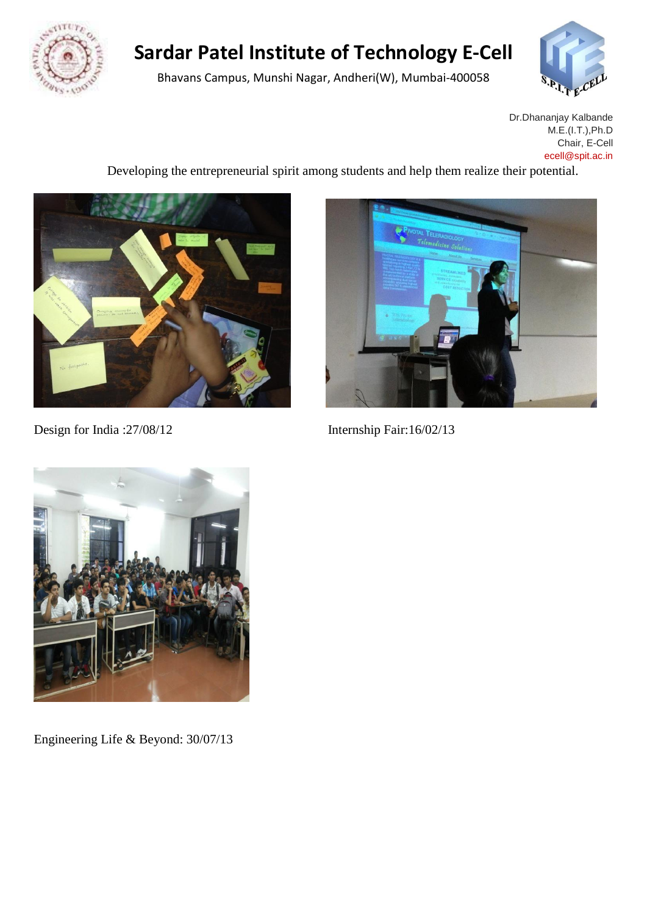# Sardar Patel Institute of Technology E-Cell

Bhavans Campus, Munshi Nagar, Andheri(W), Mumbai-400058

Dr.Dhananjay Kalbande
M.E.(I.T.),Ph.D
Chair, E-Cell
ecell@spit.ac.in

Developing the entrepreneurial spirit among students and help them realize their potential.

Design for India :27/08/12

Internship Fair:16/02/13

Engineering Life & Beyond: 30/07/13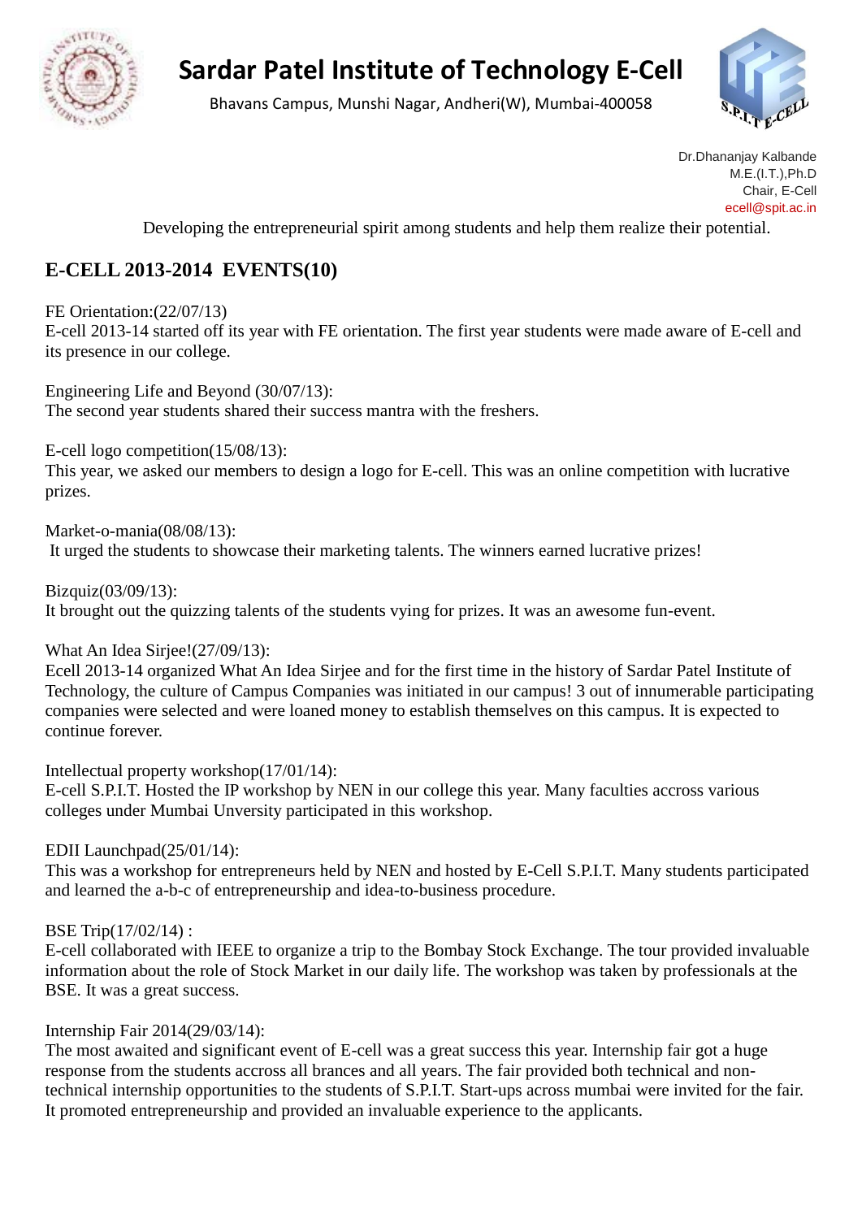# Sardar Patel Institute of Technology E-Cell

Bhavans Campus, Munshi Nagar, Andheri(W), Mumbai-400058

Dr.Dhananjay Kalbande
M.E.(I.T.),Ph.D
Chair, E-Cell
ecell@spit.ac.in

Developing the entrepreneurial spirit among students and help them realize their potential.

## E-CELL 2013-2014 EVENTS(10)

FE Orientation:(22/07/13)
E-cell 2013-14 started off its year with FE orientation. The first year students were made aware of E-cell and its presence in our college.

Engineering Life and Beyond (30/07/13):
The second year students shared their success mantra with the freshers.

E-cell logo competition(15/08/13):
This year, we asked our members to design a logo for E-cell. This was an online competition with lucrative prizes.

Market-o-mania(08/08/13):
It urged the students to showcase their marketing talents. The winners earned lucrative prizes!

Bizquiz(03/09/13):
It brought out the quizzing talents of the students vying for prizes. It was an awesome fun-event.

What An Idea Sirjee!(27/09/13):
Ecell 2013-14 organized What An Idea Sirjee and for the first time in the history of Sardar Patel Institute of Technology, the culture of Campus Companies was initiated in our campus! 3 out of innumerable participating companies were selected and were loaned money to establish themselves on this campus. It is expected to continue forever.

Intellectual property workshop(17/01/14):
E-cell S.P.I.T. Hosted the IP workshop by NEN in our college this year. Many faculties accross various colleges under Mumbai Unversity participated in this workshop.

EDII Launchpad(25/01/14):
This was a workshop for entrepreneurs held by NEN and hosted by E-Cell S.P.I.T. Many students participated and learned the a-b-c of entrepreneurship and idea-to-business procedure.

BSE Trip(17/02/14) :
E-cell collaborated with IEEE to organize a trip to the Bombay Stock Exchange. The tour provided invaluable information about the role of Stock Market in our daily life. The workshop was taken by professionals at the BSE. It was a great success.

Internship Fair 2014(29/03/14):
The most awaited and significant event of E-cell was a great success this year. Internship fair got a huge response from the students accross all brances and all years. The fair provided both technical and non-technical internship opportunities to the students of S.P.I.T. Start-ups across mumbai were invited for the fair. It promoted entrepreneurship and provided an invaluable experience to the applicants.